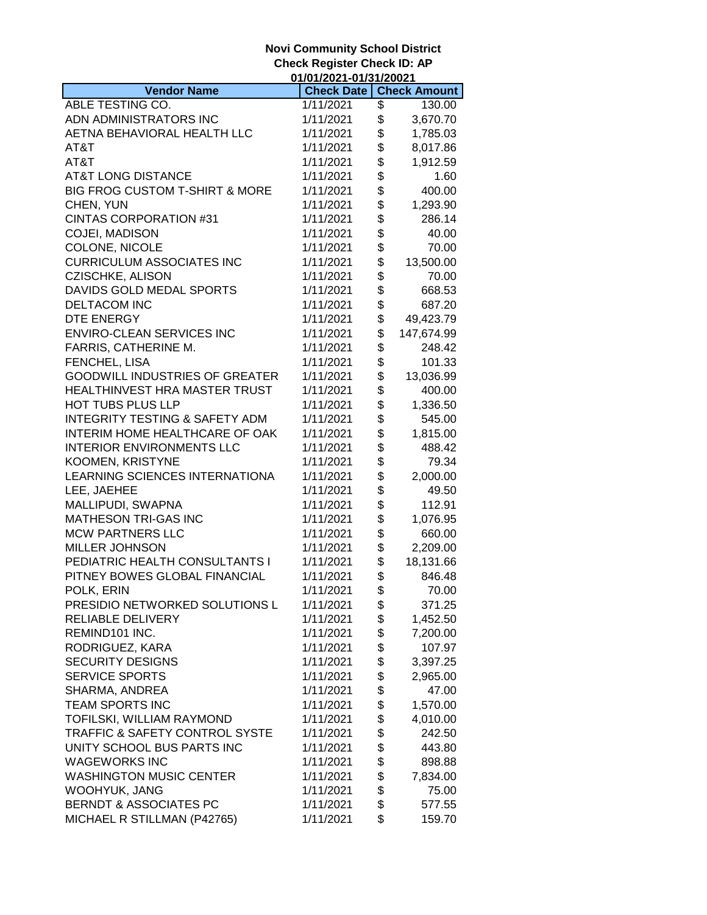**Novi Community School District**
**Check Register Check ID: AP**
**01/01/2021-01/31/20021**

| Vendor Name | Check Date | Check Amount |
|---|---|---|
| ABLE TESTING CO. | 1/11/2021 | $ 130.00 |
| ADN ADMINISTRATORS INC | 1/11/2021 | $ 3,670.70 |
| AETNA BEHAVIORAL HEALTH LLC | 1/11/2021 | $ 1,785.03 |
| AT&T | 1/11/2021 | $ 8,017.86 |
| AT&T | 1/11/2021 | $ 1,912.59 |
| AT&T LONG DISTANCE | 1/11/2021 | $ 1.60 |
| BIG FROG CUSTOM T-SHIRT & MORE | 1/11/2021 | $ 400.00 |
| CHEN, YUN | 1/11/2021 | $ 1,293.90 |
| CINTAS CORPORATION #31 | 1/11/2021 | $ 286.14 |
| COJEI, MADISON | 1/11/2021 | $ 40.00 |
| COLONE, NICOLE | 1/11/2021 | $ 70.00 |
| CURRICULUM ASSOCIATES INC | 1/11/2021 | $ 13,500.00 |
| CZISCHKE, ALISON | 1/11/2021 | $ 70.00 |
| DAVIDS GOLD MEDAL SPORTS | 1/11/2021 | $ 668.53 |
| DELTACOM INC | 1/11/2021 | $ 687.20 |
| DTE ENERGY | 1/11/2021 | $ 49,423.79 |
| ENVIRO-CLEAN SERVICES INC | 1/11/2021 | $ 147,674.99 |
| FARRIS, CATHERINE M. | 1/11/2021 | $ 248.42 |
| FENCHEL, LISA | 1/11/2021 | $ 101.33 |
| GOODWILL INDUSTRIES OF GREATER | 1/11/2021 | $ 13,036.99 |
| HEALTHINVEST HRA MASTER TRUST | 1/11/2021 | $ 400.00 |
| HOT TUBS PLUS LLP | 1/11/2021 | $ 1,336.50 |
| INTEGRITY TESTING & SAFETY ADM | 1/11/2021 | $ 545.00 |
| INTERIM HOME HEALTHCARE OF OAK | 1/11/2021 | $ 1,815.00 |
| INTERIOR ENVIRONMENTS LLC | 1/11/2021 | $ 488.42 |
| KOOMEN, KRISTYNE | 1/11/2021 | $ 79.34 |
| LEARNING SCIENCES INTERNATIONA | 1/11/2021 | $ 2,000.00 |
| LEE, JAEHEE | 1/11/2021 | $ 49.50 |
| MALLIPUDI, SWAPNA | 1/11/2021 | $ 112.91 |
| MATHESON TRI-GAS INC | 1/11/2021 | $ 1,076.95 |
| MCW PARTNERS LLC | 1/11/2021 | $ 660.00 |
| MILLER JOHNSON | 1/11/2021 | $ 2,209.00 |
| PEDIATRIC HEALTH CONSULTANTS I | 1/11/2021 | $ 18,131.66 |
| PITNEY BOWES GLOBAL FINANCIAL | 1/11/2021 | $ 846.48 |
| POLK, ERIN | 1/11/2021 | $ 70.00 |
| PRESIDIO NETWORKED SOLUTIONS L | 1/11/2021 | $ 371.25 |
| RELIABLE DELIVERY | 1/11/2021 | $ 1,452.50 |
| REMIND101 INC. | 1/11/2021 | $ 7,200.00 |
| RODRIGUEZ, KARA | 1/11/2021 | $ 107.97 |
| SECURITY DESIGNS | 1/11/2021 | $ 3,397.25 |
| SERVICE SPORTS | 1/11/2021 | $ 2,965.00 |
| SHARMA, ANDREA | 1/11/2021 | $ 47.00 |
| TEAM SPORTS INC | 1/11/2021 | $ 1,570.00 |
| TOFILSKI, WILLIAM RAYMOND | 1/11/2021 | $ 4,010.00 |
| TRAFFIC & SAFETY CONTROL SYSTE | 1/11/2021 | $ 242.50 |
| UNITY SCHOOL BUS PARTS INC | 1/11/2021 | $ 443.80 |
| WAGEWORKS INC | 1/11/2021 | $ 898.88 |
| WASHINGTON MUSIC CENTER | 1/11/2021 | $ 7,834.00 |
| WOOHYUK, JANG | 1/11/2021 | $ 75.00 |
| BERNDT & ASSOCIATES PC | 1/11/2021 | $ 577.55 |
| MICHAEL R STILLMAN (P42765) | 1/11/2021 | $ 159.70 |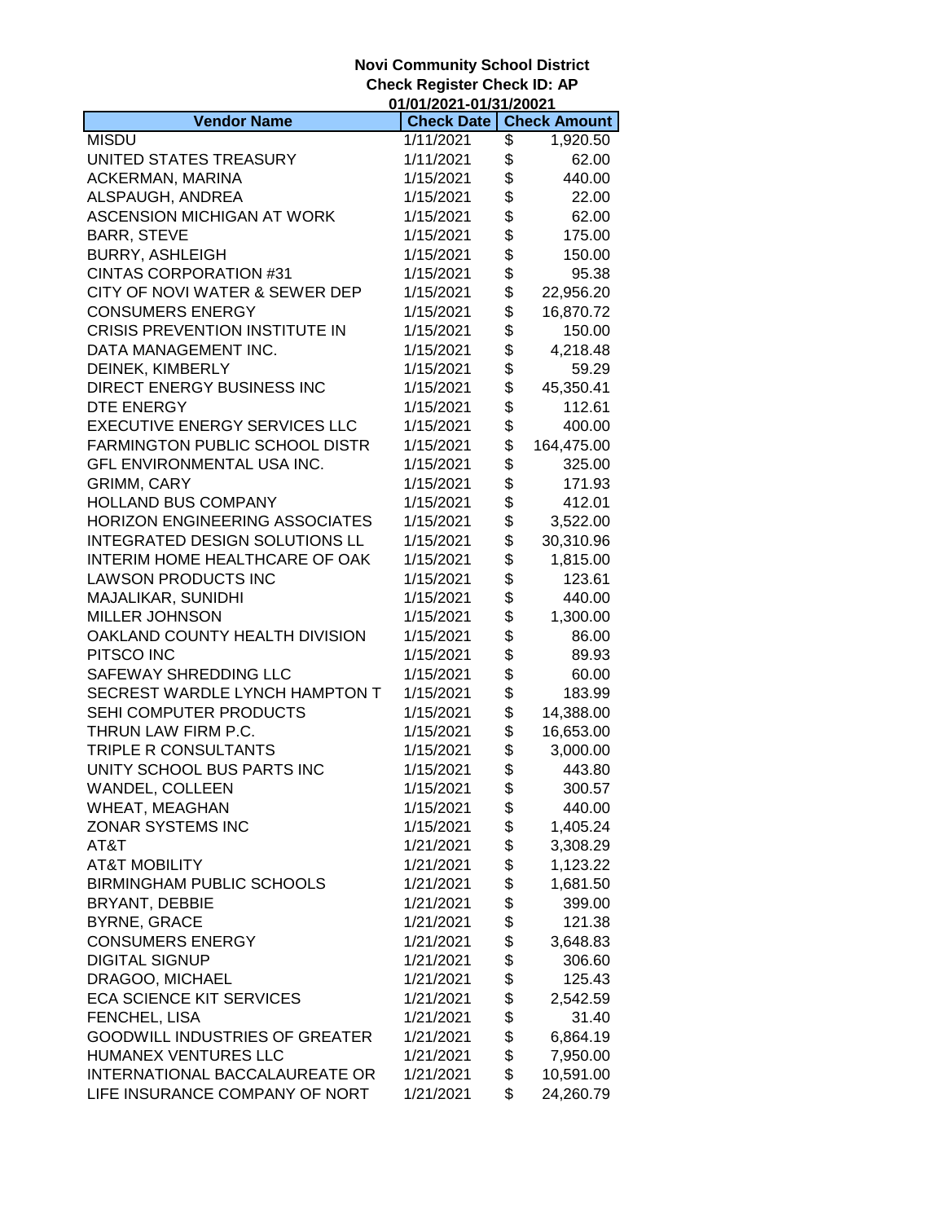**Novi Community School District**
**Check Register Check ID: AP**
**01/01/2021-01/31/20021**

| Vendor Name | Check Date | Check Amount |
|---|---|---|
| MISDU | 1/11/2021 | $ 1,920.50 |
| UNITED STATES TREASURY | 1/11/2021 | $ 62.00 |
| ACKERMAN, MARINA | 1/15/2021 | $ 440.00 |
| ALSPAUGH, ANDREA | 1/15/2021 | $ 22.00 |
| ASCENSION MICHIGAN AT WORK | 1/15/2021 | $ 62.00 |
| BARR, STEVE | 1/15/2021 | $ 175.00 |
| BURRY, ASHLEIGH | 1/15/2021 | $ 150.00 |
| CINTAS CORPORATION #31 | 1/15/2021 | $ 95.38 |
| CITY OF NOVI WATER & SEWER DEP | 1/15/2021 | $ 22,956.20 |
| CONSUMERS ENERGY | 1/15/2021 | $ 16,870.72 |
| CRISIS PREVENTION INSTITUTE IN | 1/15/2021 | $ 150.00 |
| DATA MANAGEMENT INC. | 1/15/2021 | $ 4,218.48 |
| DEINEK, KIMBERLY | 1/15/2021 | $ 59.29 |
| DIRECT ENERGY BUSINESS INC | 1/15/2021 | $ 45,350.41 |
| DTE ENERGY | 1/15/2021 | $ 112.61 |
| EXECUTIVE ENERGY SERVICES LLC | 1/15/2021 | $ 400.00 |
| FARMINGTON PUBLIC SCHOOL DISTR | 1/15/2021 | $ 164,475.00 |
| GFL ENVIRONMENTAL USA INC. | 1/15/2021 | $ 325.00 |
| GRIMM, CARY | 1/15/2021 | $ 171.93 |
| HOLLAND BUS COMPANY | 1/15/2021 | $ 412.01 |
| HORIZON ENGINEERING ASSOCIATES | 1/15/2021 | $ 3,522.00 |
| INTEGRATED DESIGN SOLUTIONS LL | 1/15/2021 | $ 30,310.96 |
| INTERIM HOME HEALTHCARE OF OAK | 1/15/2021 | $ 1,815.00 |
| LAWSON PRODUCTS INC | 1/15/2021 | $ 123.61 |
| MAJALIKAR, SUNIDHI | 1/15/2021 | $ 440.00 |
| MILLER JOHNSON | 1/15/2021 | $ 1,300.00 |
| OAKLAND COUNTY HEALTH DIVISION | 1/15/2021 | $ 86.00 |
| PITSCO INC | 1/15/2021 | $ 89.93 |
| SAFEWAY SHREDDING LLC | 1/15/2021 | $ 60.00 |
| SECREST WARDLE LYNCH HAMPTON T | 1/15/2021 | $ 183.99 |
| SEHI COMPUTER PRODUCTS | 1/15/2021 | $ 14,388.00 |
| THRUN LAW FIRM P.C. | 1/15/2021 | $ 16,653.00 |
| TRIPLE R CONSULTANTS | 1/15/2021 | $ 3,000.00 |
| UNITY SCHOOL BUS PARTS INC | 1/15/2021 | $ 443.80 |
| WANDEL, COLLEEN | 1/15/2021 | $ 300.57 |
| WHEAT, MEAGHAN | 1/15/2021 | $ 440.00 |
| ZONAR SYSTEMS INC | 1/15/2021 | $ 1,405.24 |
| AT&T | 1/21/2021 | $ 3,308.29 |
| AT&T MOBILITY | 1/21/2021 | $ 1,123.22 |
| BIRMINGHAM PUBLIC SCHOOLS | 1/21/2021 | $ 1,681.50 |
| BRYANT, DEBBIE | 1/21/2021 | $ 399.00 |
| BYRNE, GRACE | 1/21/2021 | $ 121.38 |
| CONSUMERS ENERGY | 1/21/2021 | $ 3,648.83 |
| DIGITAL SIGNUP | 1/21/2021 | $ 306.60 |
| DRAGOO, MICHAEL | 1/21/2021 | $ 125.43 |
| ECA SCIENCE KIT SERVICES | 1/21/2021 | $ 2,542.59 |
| FENCHEL, LISA | 1/21/2021 | $ 31.40 |
| GOODWILL INDUSTRIES OF GREATER | 1/21/2021 | $ 6,864.19 |
| HUMANEX VENTURES LLC | 1/21/2021 | $ 7,950.00 |
| INTERNATIONAL BACCALAUREATE OR | 1/21/2021 | $ 10,591.00 |
| LIFE INSURANCE COMPANY OF NORT | 1/21/2021 | $ 24,260.79 |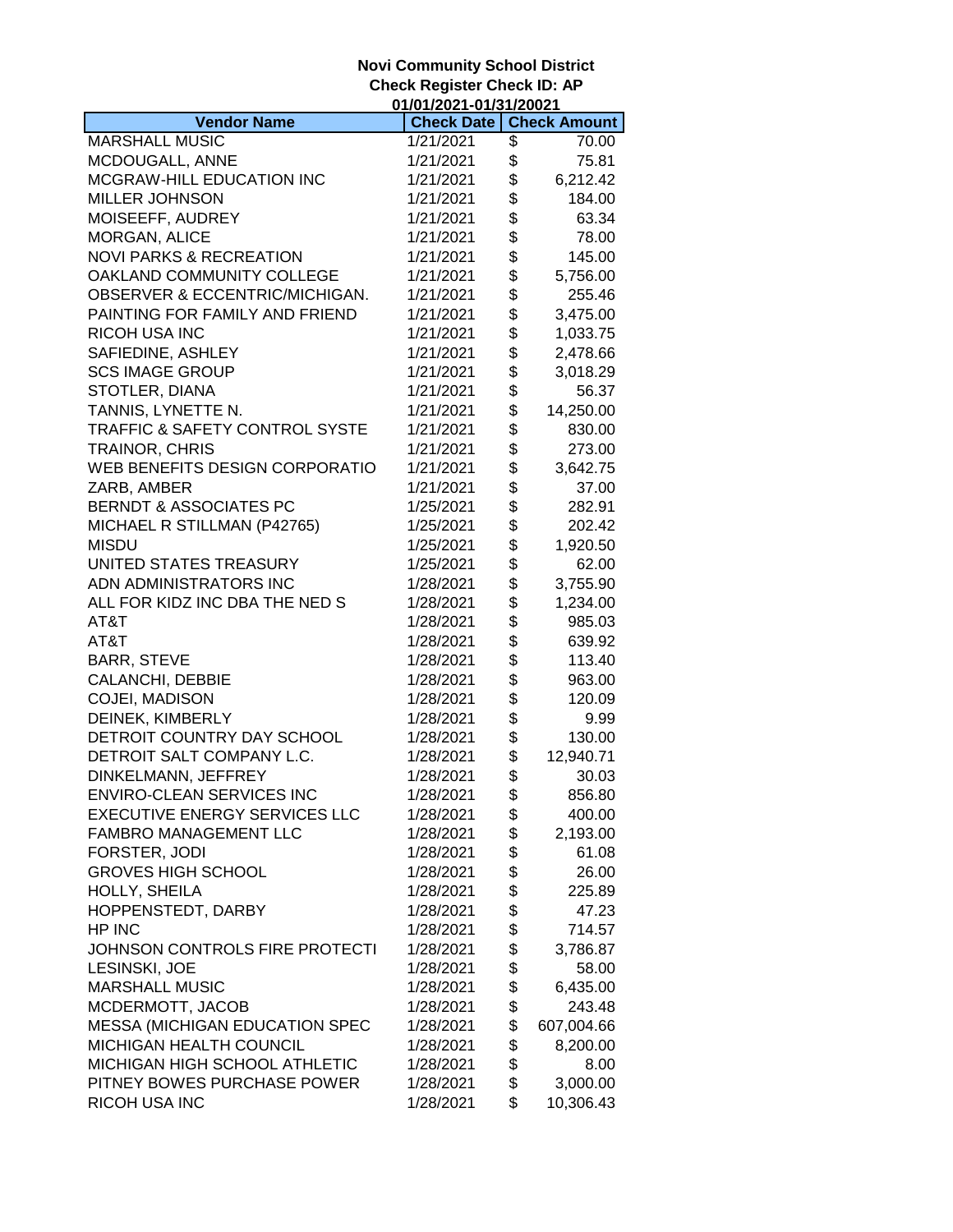**Novi Community School District**
**Check Register Check ID: AP**
**01/01/2021-01/31/20021**

| Vendor Name | Check Date | Check Amount |
|---|---|---|
| MARSHALL MUSIC | 1/21/2021 | $ 70.00 |
| MCDOUGALL, ANNE | 1/21/2021 | $ 75.81 |
| MCGRAW-HILL EDUCATION INC | 1/21/2021 | $ 6,212.42 |
| MILLER JOHNSON | 1/21/2021 | $ 184.00 |
| MOISEEFF, AUDREY | 1/21/2021 | $ 63.34 |
| MORGAN, ALICE | 1/21/2021 | $ 78.00 |
| NOVI PARKS & RECREATION | 1/21/2021 | $ 145.00 |
| OAKLAND COMMUNITY COLLEGE | 1/21/2021 | $ 5,756.00 |
| OBSERVER & ECCENTRIC/MICHIGAN. | 1/21/2021 | $ 255.46 |
| PAINTING FOR FAMILY AND FRIEND | 1/21/2021 | $ 3,475.00 |
| RICOH USA INC | 1/21/2021 | $ 1,033.75 |
| SAFIEDINE, ASHLEY | 1/21/2021 | $ 2,478.66 |
| SCS IMAGE GROUP | 1/21/2021 | $ 3,018.29 |
| STOTLER, DIANA | 1/21/2021 | $ 56.37 |
| TANNIS, LYNETTE N. | 1/21/2021 | $ 14,250.00 |
| TRAFFIC & SAFETY CONTROL SYSTE | 1/21/2021 | $ 830.00 |
| TRAINOR, CHRIS | 1/21/2021 | $ 273.00 |
| WEB BENEFITS DESIGN CORPORATIO | 1/21/2021 | $ 3,642.75 |
| ZARB, AMBER | 1/21/2021 | $ 37.00 |
| BERNDT & ASSOCIATES PC | 1/25/2021 | $ 282.91 |
| MICHAEL R STILLMAN (P42765) | 1/25/2021 | $ 202.42 |
| MISDU | 1/25/2021 | $ 1,920.50 |
| UNITED STATES TREASURY | 1/25/2021 | $ 62.00 |
| ADN ADMINISTRATORS INC | 1/28/2021 | $ 3,755.90 |
| ALL FOR KIDZ INC DBA THE NED S | 1/28/2021 | $ 1,234.00 |
| AT&T | 1/28/2021 | $ 985.03 |
| AT&T | 1/28/2021 | $ 639.92 |
| BARR, STEVE | 1/28/2021 | $ 113.40 |
| CALANCHI, DEBBIE | 1/28/2021 | $ 963.00 |
| COJEI, MADISON | 1/28/2021 | $ 120.09 |
| DEINEK, KIMBERLY | 1/28/2021 | $ 9.99 |
| DETROIT COUNTRY DAY SCHOOL | 1/28/2021 | $ 130.00 |
| DETROIT SALT COMPANY L.C. | 1/28/2021 | $ 12,940.71 |
| DINKELMANN, JEFFREY | 1/28/2021 | $ 30.03 |
| ENVIRO-CLEAN SERVICES INC | 1/28/2021 | $ 856.80 |
| EXECUTIVE ENERGY SERVICES LLC | 1/28/2021 | $ 400.00 |
| FAMBRO MANAGEMENT LLC | 1/28/2021 | $ 2,193.00 |
| FORSTER, JODI | 1/28/2021 | $ 61.08 |
| GROVES HIGH SCHOOL | 1/28/2021 | $ 26.00 |
| HOLLY, SHEILA | 1/28/2021 | $ 225.89 |
| HOPPENSTEDT, DARBY | 1/28/2021 | $ 47.23 |
| HP INC | 1/28/2021 | $ 714.57 |
| JOHNSON CONTROLS FIRE PROTECTI | 1/28/2021 | $ 3,786.87 |
| LESINSKI, JOE | 1/28/2021 | $ 58.00 |
| MARSHALL MUSIC | 1/28/2021 | $ 6,435.00 |
| MCDERMOTT, JACOB | 1/28/2021 | $ 243.48 |
| MESSA (MICHIGAN EDUCATION SPEC | 1/28/2021 | $ 607,004.66 |
| MICHIGAN HEALTH COUNCIL | 1/28/2021 | $ 8,200.00 |
| MICHIGAN HIGH SCHOOL ATHLETIC | 1/28/2021 | $ 8.00 |
| PITNEY BOWES PURCHASE POWER | 1/28/2021 | $ 3,000.00 |
| RICOH USA INC | 1/28/2021 | $ 10,306.43 |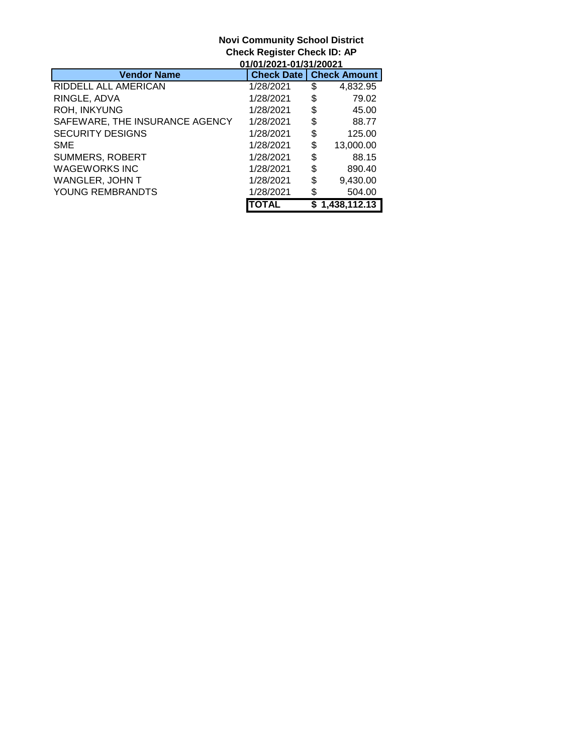**Novi Community School District**
**Check Register Check ID: AP**
**01/01/2021-01/31/20021**

| Vendor Name | Check Date | Check Amount |
|---|---|---|
| RIDDELL ALL AMERICAN | 1/28/2021 | $ 4,832.95 |
| RINGLE, ADVA | 1/28/2021 | $ 79.02 |
| ROH, INKYUNG | 1/28/2021 | $ 45.00 |
| SAFEWARE, THE INSURANCE AGENCY | 1/28/2021 | $ 88.77 |
| SECURITY DESIGNS | 1/28/2021 | $ 125.00 |
| SME | 1/28/2021 | $ 13,000.00 |
| SUMMERS, ROBERT | 1/28/2021 | $ 88.15 |
| WAGEWORKS INC | 1/28/2021 | $ 890.40 |
| WANGLER, JOHN T | 1/28/2021 | $ 9,430.00 |
| YOUNG REMBRANDTS | 1/28/2021 | $ 504.00 |
| | **TOTAL** | **$ 1,438,112.13** |